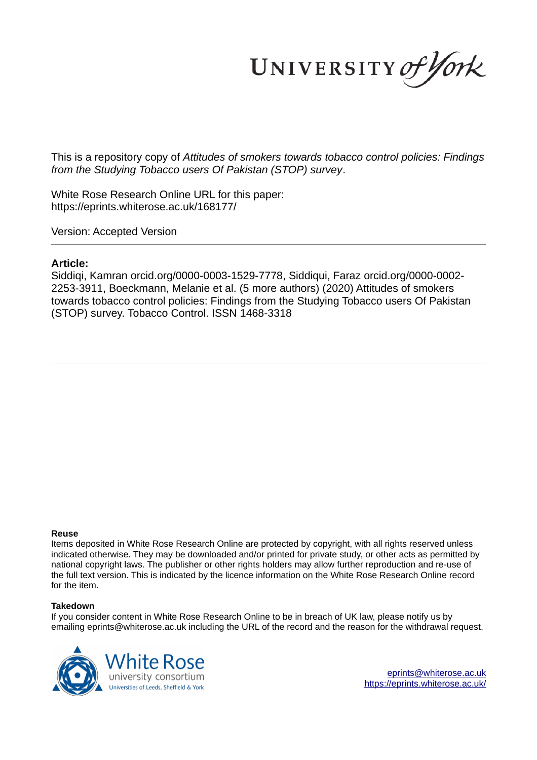UNIVERSITY of York

This is a repository copy of *Attitudes of smokers towards tobacco control policies: Findings from the Studying Tobacco users Of Pakistan (STOP) survey*.

White Rose Research Online URL for this paper:
https://eprints.whiterose.ac.uk/168177/

Version: Accepted Version

**Article:**

Siddiqi, Kamran orcid.org/0000-0003-1529-7778, Siddiqui, Faraz orcid.org/0000-0002-2253-3911, Boeckmann, Melanie et al. (5 more authors) (2020) Attitudes of smokers towards tobacco control policies: Findings from the Studying Tobacco users Of Pakistan (STOP) survey. Tobacco Control. ISSN 1468-3318

**Reuse**

Items deposited in White Rose Research Online are protected by copyright, with all rights reserved unless indicated otherwise. They may be downloaded and/or printed for private study, or other acts as permitted by national copyright laws. The publisher or other rights holders may allow further reproduction and re-use of the full text version. This is indicated by the licence information on the White Rose Research Online record for the item.

**Takedown**

If you consider content in White Rose Research Online to be in breach of UK law, please notify us by emailing eprints@whiterose.ac.uk including the URL of the record and the reason for the withdrawal request.

White Rose university consortium
Universities of Leeds, Sheffield & York

eprints@whiterose.ac.uk
https://eprints.whiterose.ac.uk/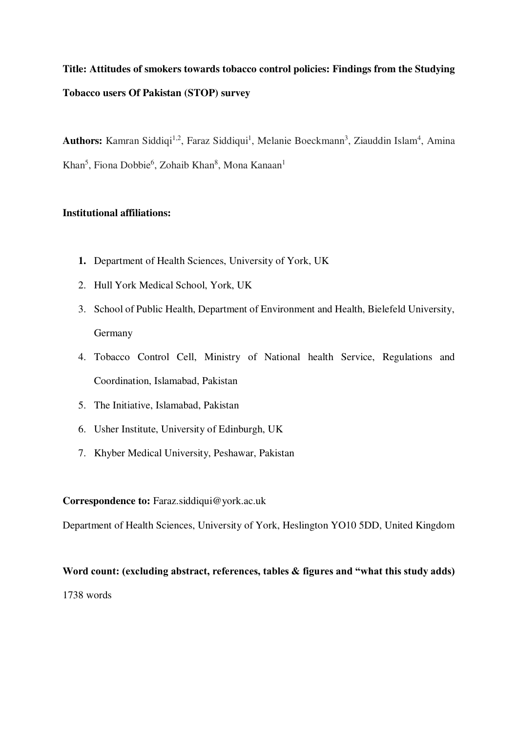**Title: Attitudes of smokers towards tobacco control policies: Findings from the Studying Tobacco users Of Pakistan (STOP) survey**

**Authors:** Kamran Siddiqi[1,2], Faraz Siddiqui[1], Melanie Boeckmann[3], Ziauddin Islam[4], Amina Khan[5], Fiona Dobbie[6], Zohaib Khan[8], Mona Kanaan[1]

**Institutional affiliations:**

1. Department of Health Sciences, University of York, UK
2. Hull York Medical School, York, UK
3. School of Public Health, Department of Environment and Health, Bielefeld University, Germany
4. Tobacco Control Cell, Ministry of National health Service, Regulations and Coordination, Islamabad, Pakistan
5. The Initiative, Islamabad, Pakistan
6. Usher Institute, University of Edinburgh, UK
7. Khyber Medical University, Peshawar, Pakistan

**Correspondence to:** Faraz.siddiqui@york.ac.uk

Department of Health Sciences, University of York, Heslington YO10 5DD, United Kingdom

**Word count: (excluding abstract, references, tables & figures and "what this study adds)**

1738 words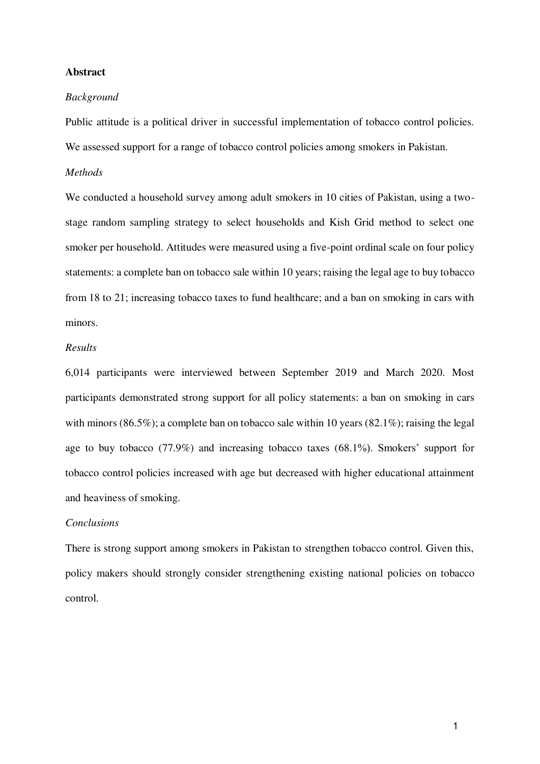## Abstract

*Background*

Public attitude is a political driver in successful implementation of tobacco control policies. We assessed support for a range of tobacco control policies among smokers in Pakistan.

*Methods*

We conducted a household survey among adult smokers in 10 cities of Pakistan, using a two-stage random sampling strategy to select households and Kish Grid method to select one smoker per household. Attitudes were measured using a five-point ordinal scale on four policy statements: a complete ban on tobacco sale within 10 years; raising the legal age to buy tobacco from 18 to 21; increasing tobacco taxes to fund healthcare; and a ban on smoking in cars with minors.

*Results*

6,014 participants were interviewed between September 2019 and March 2020. Most participants demonstrated strong support for all policy statements: a ban on smoking in cars with minors (86.5%); a complete ban on tobacco sale within 10 years (82.1%); raising the legal age to buy tobacco (77.9%) and increasing tobacco taxes (68.1%). Smokers' support for tobacco control policies increased with age but decreased with higher educational attainment and heaviness of smoking.

*Conclusions*

There is strong support among smokers in Pakistan to strengthen tobacco control. Given this, policy makers should strongly consider strengthening existing national policies on tobacco control.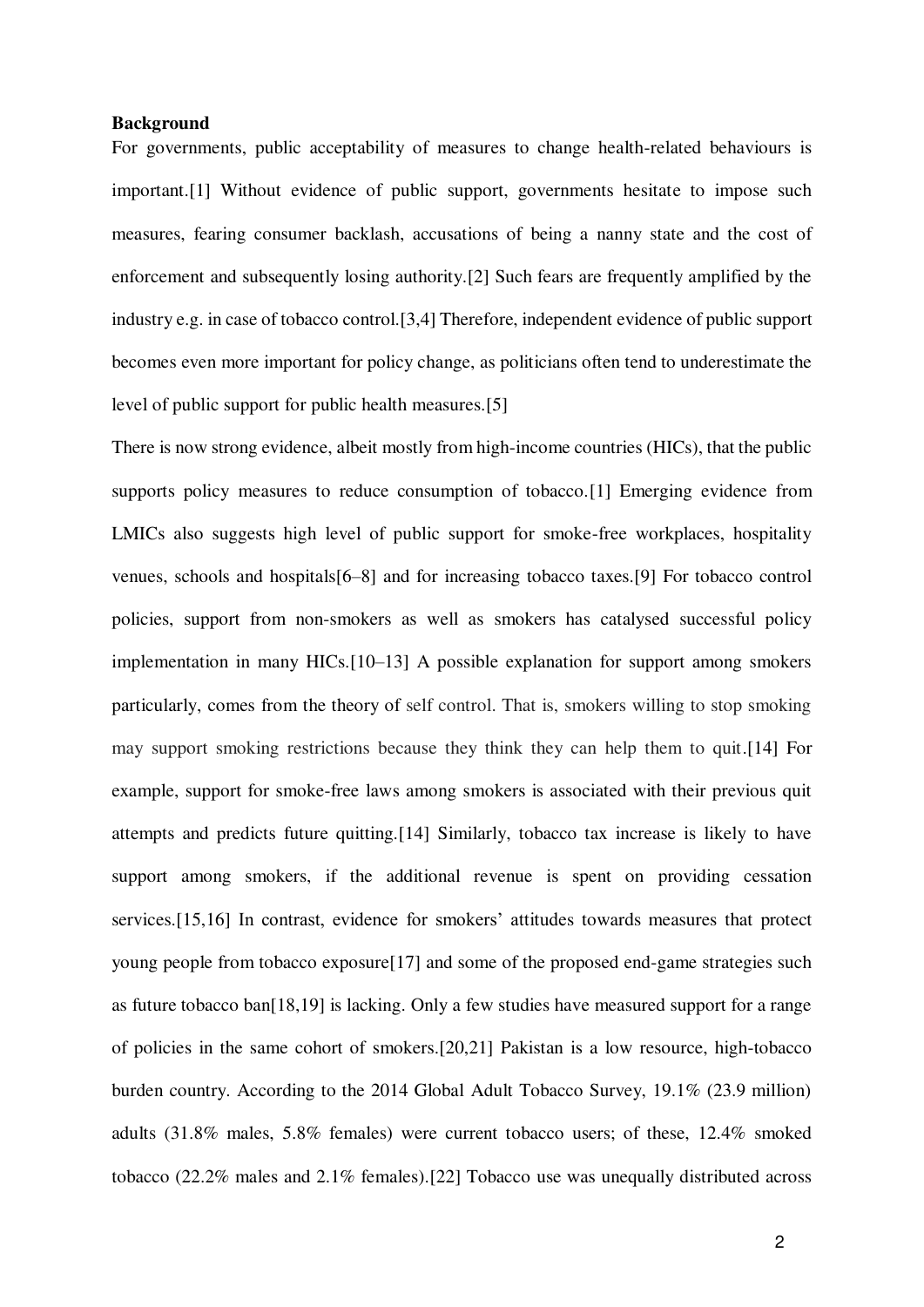**Background**

For governments, public acceptability of measures to change health-related behaviours is important.[1] Without evidence of public support, governments hesitate to impose such measures, fearing consumer backlash, accusations of being a nanny state and the cost of enforcement and subsequently losing authority.[2] Such fears are frequently amplified by the industry e.g. in case of tobacco control.[3,4] Therefore, independent evidence of public support becomes even more important for policy change, as politicians often tend to underestimate the level of public support for public health measures.[5]

There is now strong evidence, albeit mostly from high-income countries (HICs), that the public supports policy measures to reduce consumption of tobacco.[1] Emerging evidence from LMICs also suggests high level of public support for smoke-free workplaces, hospitality venues, schools and hospitals[6–8] and for increasing tobacco taxes.[9] For tobacco control policies, support from non-smokers as well as smokers has catalysed successful policy implementation in many HICs.[10–13] A possible explanation for support among smokers particularly, comes from the theory of self control. That is, smokers willing to stop smoking may support smoking restrictions because they think they can help them to quit.[14] For example, support for smoke-free laws among smokers is associated with their previous quit attempts and predicts future quitting.[14] Similarly, tobacco tax increase is likely to have support among smokers, if the additional revenue is spent on providing cessation services.[15,16] In contrast, evidence for smokers' attitudes towards measures that protect young people from tobacco exposure[17] and some of the proposed end-game strategies such as future tobacco ban[18,19] is lacking. Only a few studies have measured support for a range of policies in the same cohort of smokers.[20,21] Pakistan is a low resource, high-tobacco burden country. According to the 2014 Global Adult Tobacco Survey, 19.1% (23.9 million) adults (31.8% males, 5.8% females) were current tobacco users; of these, 12.4% smoked tobacco (22.2% males and 2.1% females).[22] Tobacco use was unequally distributed across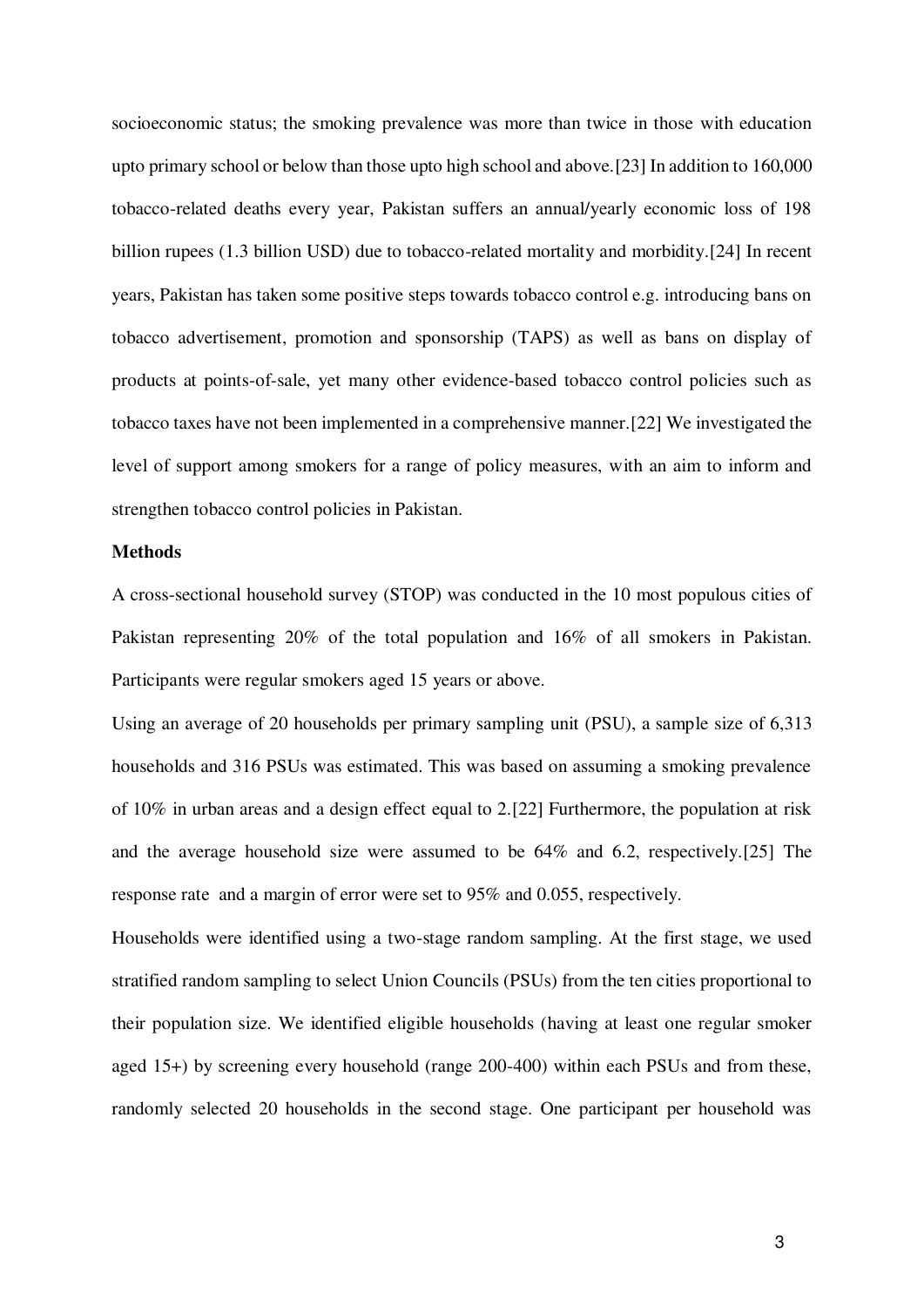socioeconomic status; the smoking prevalence was more than twice in those with education upto primary school or below than those upto high school and above.[23] In addition to 160,000 tobacco-related deaths every year, Pakistan suffers an annual/yearly economic loss of 198 billion rupees (1.3 billion USD) due to tobacco-related mortality and morbidity.[24] In recent years, Pakistan has taken some positive steps towards tobacco control e.g. introducing bans on tobacco advertisement, promotion and sponsorship (TAPS) as well as bans on display of products at points-of-sale, yet many other evidence-based tobacco control policies such as tobacco taxes have not been implemented in a comprehensive manner.[22] We investigated the level of support among smokers for a range of policy measures, with an aim to inform and strengthen tobacco control policies in Pakistan.

**Methods**

A cross-sectional household survey (STOP) was conducted in the 10 most populous cities of Pakistan representing 20% of the total population and 16% of all smokers in Pakistan. Participants were regular smokers aged 15 years or above.

Using an average of 20 households per primary sampling unit (PSU), a sample size of 6,313 households and 316 PSUs was estimated. This was based on assuming a smoking prevalence of 10% in urban areas and a design effect equal to 2.[22] Furthermore, the population at risk and the average household size were assumed to be 64% and 6.2, respectively.[25] The response rate and a margin of error were set to 95% and 0.055, respectively.

Households were identified using a two-stage random sampling. At the first stage, we used stratified random sampling to select Union Councils (PSUs) from the ten cities proportional to their population size. We identified eligible households (having at least one regular smoker aged 15+) by screening every household (range 200-400) within each PSUs and from these, randomly selected 20 households in the second stage. One participant per household was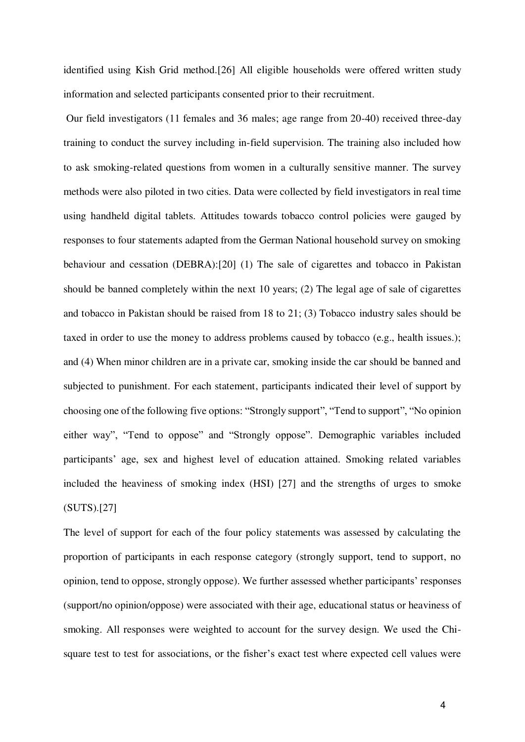identified using Kish Grid method.[26] All eligible households were offered written study information and selected participants consented prior to their recruitment.

Our field investigators (11 females and 36 males; age range from 20-40) received three-day training to conduct the survey including in-field supervision. The training also included how to ask smoking-related questions from women in a culturally sensitive manner. The survey methods were also piloted in two cities. Data were collected by field investigators in real time using handheld digital tablets. Attitudes towards tobacco control policies were gauged by responses to four statements adapted from the German National household survey on smoking behaviour and cessation (DEBRA):[20] (1) The sale of cigarettes and tobacco in Pakistan should be banned completely within the next 10 years; (2) The legal age of sale of cigarettes and tobacco in Pakistan should be raised from 18 to 21; (3) Tobacco industry sales should be taxed in order to use the money to address problems caused by tobacco (e.g., health issues.); and (4) When minor children are in a private car, smoking inside the car should be banned and subjected to punishment. For each statement, participants indicated their level of support by choosing one of the following five options: "Strongly support", "Tend to support", "No opinion either way", "Tend to oppose" and "Strongly oppose". Demographic variables included participants' age, sex and highest level of education attained. Smoking related variables included the heaviness of smoking index (HSI) [27] and the strengths of urges to smoke (SUTS).[27]

The level of support for each of the four policy statements was assessed by calculating the proportion of participants in each response category (strongly support, tend to support, no opinion, tend to oppose, strongly oppose). We further assessed whether participants' responses (support/no opinion/oppose) were associated with their age, educational status or heaviness of smoking. All responses were weighted to account for the survey design. We used the Chi-square test to test for associations, or the fisher's exact test where expected cell values were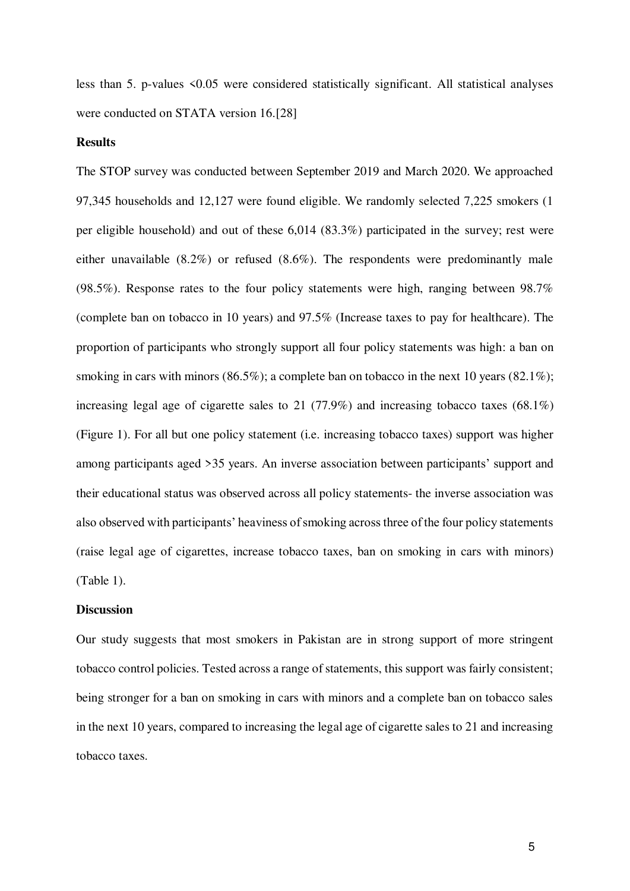less than 5. p-values <0.05 were considered statistically significant. All statistical analyses were conducted on STATA version 16.[28]

**Results**

The STOP survey was conducted between September 2019 and March 2020. We approached 97,345 households and 12,127 were found eligible. We randomly selected 7,225 smokers (1 per eligible household) and out of these 6,014 (83.3%) participated in the survey; rest were either unavailable (8.2%) or refused (8.6%). The respondents were predominantly male (98.5%). Response rates to the four policy statements were high, ranging between 98.7% (complete ban on tobacco in 10 years) and 97.5% (Increase taxes to pay for healthcare). The proportion of participants who strongly support all four policy statements was high: a ban on smoking in cars with minors (86.5%); a complete ban on tobacco in the next 10 years (82.1%); increasing legal age of cigarette sales to 21 (77.9%) and increasing tobacco taxes (68.1%) (Figure 1). For all but one policy statement (i.e. increasing tobacco taxes) support was higher among participants aged >35 years. An inverse association between participants' support and their educational status was observed across all policy statements- the inverse association was also observed with participants' heaviness of smoking across three of the four policy statements (raise legal age of cigarettes, increase tobacco taxes, ban on smoking in cars with minors) (Table 1).

**Discussion**

Our study suggests that most smokers in Pakistan are in strong support of more stringent tobacco control policies. Tested across a range of statements, this support was fairly consistent; being stronger for a ban on smoking in cars with minors and a complete ban on tobacco sales in the next 10 years, compared to increasing the legal age of cigarette sales to 21 and increasing tobacco taxes.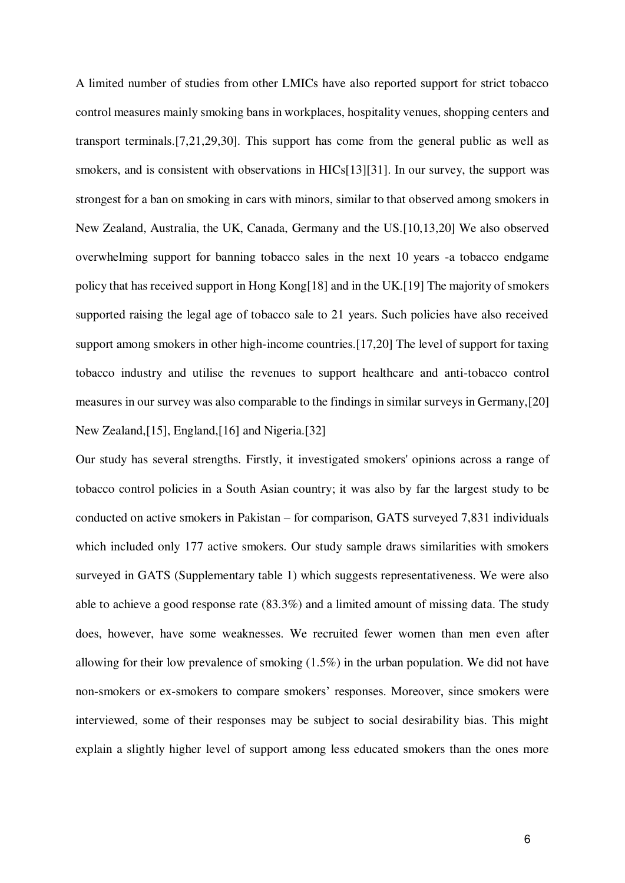A limited number of studies from other LMICs have also reported support for strict tobacco control measures mainly smoking bans in workplaces, hospitality venues, shopping centers and transport terminals.[7,21,29,30]. This support has come from the general public as well as smokers, and is consistent with observations in HICs[13][31]. In our survey, the support was strongest for a ban on smoking in cars with minors, similar to that observed among smokers in New Zealand, Australia, the UK, Canada, Germany and the US.[10,13,20] We also observed overwhelming support for banning tobacco sales in the next 10 years -a tobacco endgame policy that has received support in Hong Kong[18] and in the UK.[19] The majority of smokers supported raising the legal age of tobacco sale to 21 years. Such policies have also received support among smokers in other high-income countries.[17,20] The level of support for taxing tobacco industry and utilise the revenues to support healthcare and anti-tobacco control measures in our survey was also comparable to the findings in similar surveys in Germany,[20] New Zealand,[15], England,[16] and Nigeria.[32]

Our study has several strengths. Firstly, it investigated smokers' opinions across a range of tobacco control policies in a South Asian country; it was also by far the largest study to be conducted on active smokers in Pakistan – for comparison, GATS surveyed 7,831 individuals which included only 177 active smokers. Our study sample draws similarities with smokers surveyed in GATS (Supplementary table 1) which suggests representativeness. We were also able to achieve a good response rate (83.3%) and a limited amount of missing data. The study does, however, have some weaknesses. We recruited fewer women than men even after allowing for their low prevalence of smoking (1.5%) in the urban population. We did not have non-smokers or ex-smokers to compare smokers' responses. Moreover, since smokers were interviewed, some of their responses may be subject to social desirability bias. This might explain a slightly higher level of support among less educated smokers than the ones more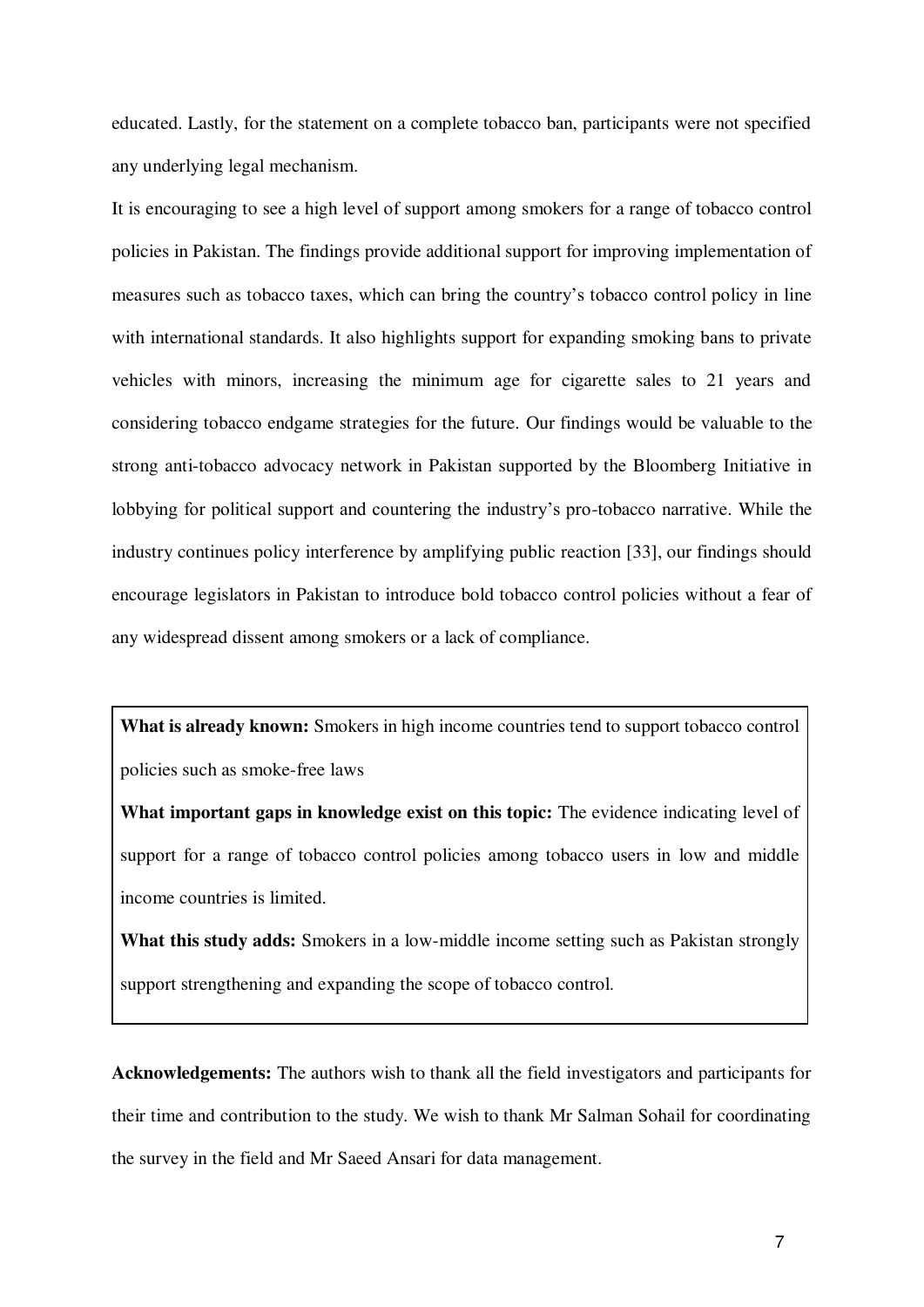educated. Lastly, for the statement on a complete tobacco ban, participants were not specified any underlying legal mechanism.

It is encouraging to see a high level of support among smokers for a range of tobacco control policies in Pakistan. The findings provide additional support for improving implementation of measures such as tobacco taxes, which can bring the country's tobacco control policy in line with international standards. It also highlights support for expanding smoking bans to private vehicles with minors, increasing the minimum age for cigarette sales to 21 years and considering tobacco endgame strategies for the future. Our findings would be valuable to the strong anti-tobacco advocacy network in Pakistan supported by the Bloomberg Initiative in lobbying for political support and countering the industry's pro-tobacco narrative. While the industry continues policy interference by amplifying public reaction [33], our findings should encourage legislators in Pakistan to introduce bold tobacco control policies without a fear of any widespread dissent among smokers or a lack of compliance.

**What is already known:** Smokers in high income countries tend to support tobacco control policies such as smoke-free laws

**What important gaps in knowledge exist on this topic:** The evidence indicating level of support for a range of tobacco control policies among tobacco users in low and middle income countries is limited.

**What this study adds:** Smokers in a low-middle income setting such as Pakistan strongly support strengthening and expanding the scope of tobacco control.

**Acknowledgements:** The authors wish to thank all the field investigators and participants for their time and contribution to the study. We wish to thank Mr Salman Sohail for coordinating the survey in the field and Mr Saeed Ansari for data management.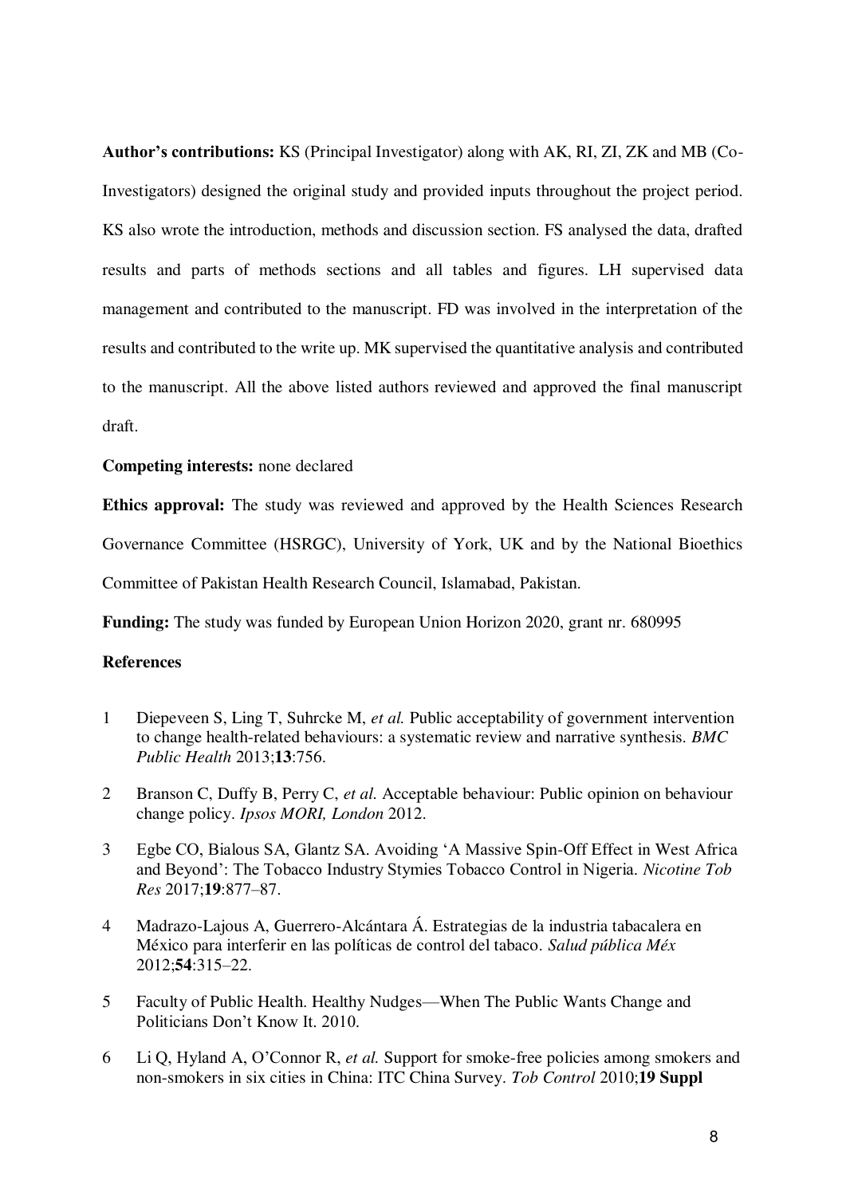**Author's contributions:** KS (Principal Investigator) along with AK, RI, ZI, ZK and MB (Co-Investigators) designed the original study and provided inputs throughout the project period. KS also wrote the introduction, methods and discussion section. FS analysed the data, drafted results and parts of methods sections and all tables and figures. LH supervised data management and contributed to the manuscript. FD was involved in the interpretation of the results and contributed to the write up. MK supervised the quantitative analysis and contributed to the manuscript. All the above listed authors reviewed and approved the final manuscript draft.

**Competing interests:** none declared

**Ethics approval:** The study was reviewed and approved by the Health Sciences Research Governance Committee (HSRGC), University of York, UK and by the National Bioethics Committee of Pakistan Health Research Council, Islamabad, Pakistan.

**Funding:** The study was funded by European Union Horizon 2020, grant nr. 680995

**References**

1. Diepeveen S, Ling T, Suhrcke M, *et al.* Public acceptability of government intervention to change health-related behaviours: a systematic review and narrative synthesis. *BMC Public Health* 2013;**13**:756.
2. Branson C, Duffy B, Perry C, *et al.* Acceptable behaviour: Public opinion on behaviour change policy. *Ipsos MORI, London* 2012.
3. Egbe CO, Bialous SA, Glantz SA. Avoiding 'A Massive Spin-Off Effect in West Africa and Beyond': The Tobacco Industry Stymies Tobacco Control in Nigeria. *Nicotine Tob Res* 2017;**19**:877–87.
4. Madrazo-Lajous A, Guerrero-Alcántara Á. Estrategias de la industria tabacalera en México para interferir en las políticas de control del tabaco. *Salud pública Méx* 2012;**54**:315–22.
5. Faculty of Public Health. Healthy Nudges—When The Public Wants Change and Politicians Don't Know It. 2010.
6. Li Q, Hyland A, O'Connor R, *et al.* Support for smoke-free policies among smokers and non-smokers in six cities in China: ITC China Survey. *Tob Control* 2010;**19 Suppl**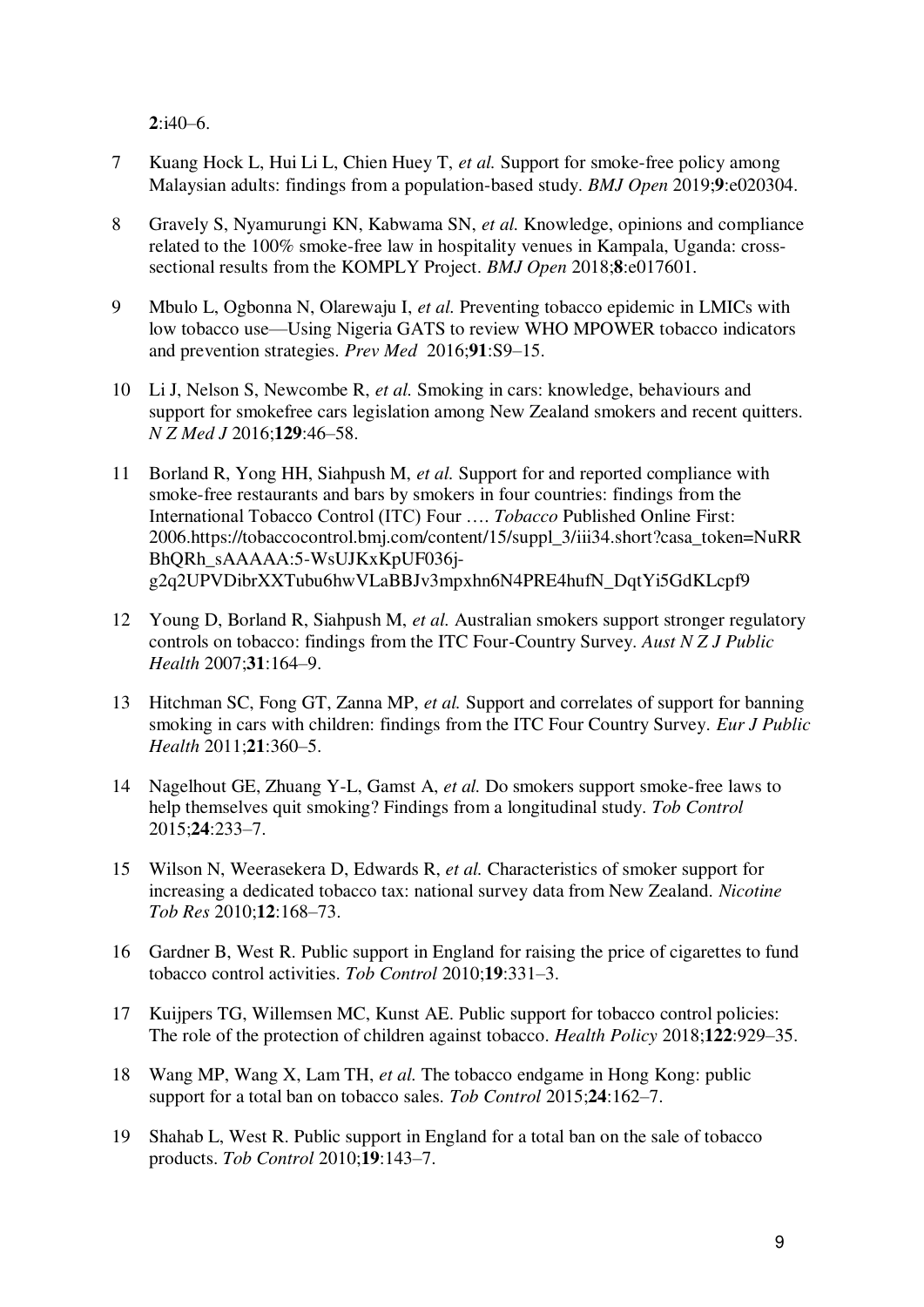**2**:i40–6.

7 Kuang Hock L, Hui Li L, Chien Huey T, *et al.* Support for smoke-free policy among Malaysian adults: findings from a population-based study. *BMJ Open* 2019;**9**:e020304.

8 Gravely S, Nyamurungi KN, Kabwama SN, *et al.* Knowledge, opinions and compliance related to the 100% smoke-free law in hospitality venues in Kampala, Uganda: cross-sectional results from the KOMPLY Project. *BMJ Open* 2018;**8**:e017601.

9 Mbulo L, Ogbonna N, Olarewaju I, *et al.* Preventing tobacco epidemic in LMICs with low tobacco use—Using Nigeria GATS to review WHO MPOWER tobacco indicators and prevention strategies. *Prev Med* 2016;**91**:S9–15.

10 Li J, Nelson S, Newcombe R, *et al.* Smoking in cars: knowledge, behaviours and support for smokefree cars legislation among New Zealand smokers and recent quitters. *N Z Med J* 2016;**129**:46–58.

11 Borland R, Yong HH, Siahpush M, *et al.* Support for and reported compliance with smoke-free restaurants and bars by smokers in four countries: findings from the International Tobacco Control (ITC) Four …. *Tobacco* Published Online First: 2006.https://tobaccocontrol.bmj.com/content/15/suppl_3/iii34.short?casa_token=NuRRBhQRh_sAAAAA:5-WsUJKxKpUF036j-g2q2UPVDibrXXTubu6hwVLaBBJv3mpxhn6N4PRE4hufN_DqtYi5GdKLcpf9

12 Young D, Borland R, Siahpush M, *et al.* Australian smokers support stronger regulatory controls on tobacco: findings from the ITC Four-Country Survey. *Aust N Z J Public Health* 2007;**31**:164–9.

13 Hitchman SC, Fong GT, Zanna MP, *et al.* Support and correlates of support for banning smoking in cars with children: findings from the ITC Four Country Survey. *Eur J Public Health* 2011;**21**:360–5.

14 Nagelhout GE, Zhuang Y-L, Gamst A, *et al.* Do smokers support smoke-free laws to help themselves quit smoking? Findings from a longitudinal study. *Tob Control* 2015;**24**:233–7.

15 Wilson N, Weerasekera D, Edwards R, *et al.* Characteristics of smoker support for increasing a dedicated tobacco tax: national survey data from New Zealand. *Nicotine Tob Res* 2010;**12**:168–73.

16 Gardner B, West R. Public support in England for raising the price of cigarettes to fund tobacco control activities. *Tob Control* 2010;**19**:331–3.

17 Kuijpers TG, Willemsen MC, Kunst AE. Public support for tobacco control policies: The role of the protection of children against tobacco. *Health Policy* 2018;**122**:929–35.

18 Wang MP, Wang X, Lam TH, *et al.* The tobacco endgame in Hong Kong: public support for a total ban on tobacco sales. *Tob Control* 2015;**24**:162–7.

19 Shahab L, West R. Public support in England for a total ban on the sale of tobacco products. *Tob Control* 2010;**19**:143–7.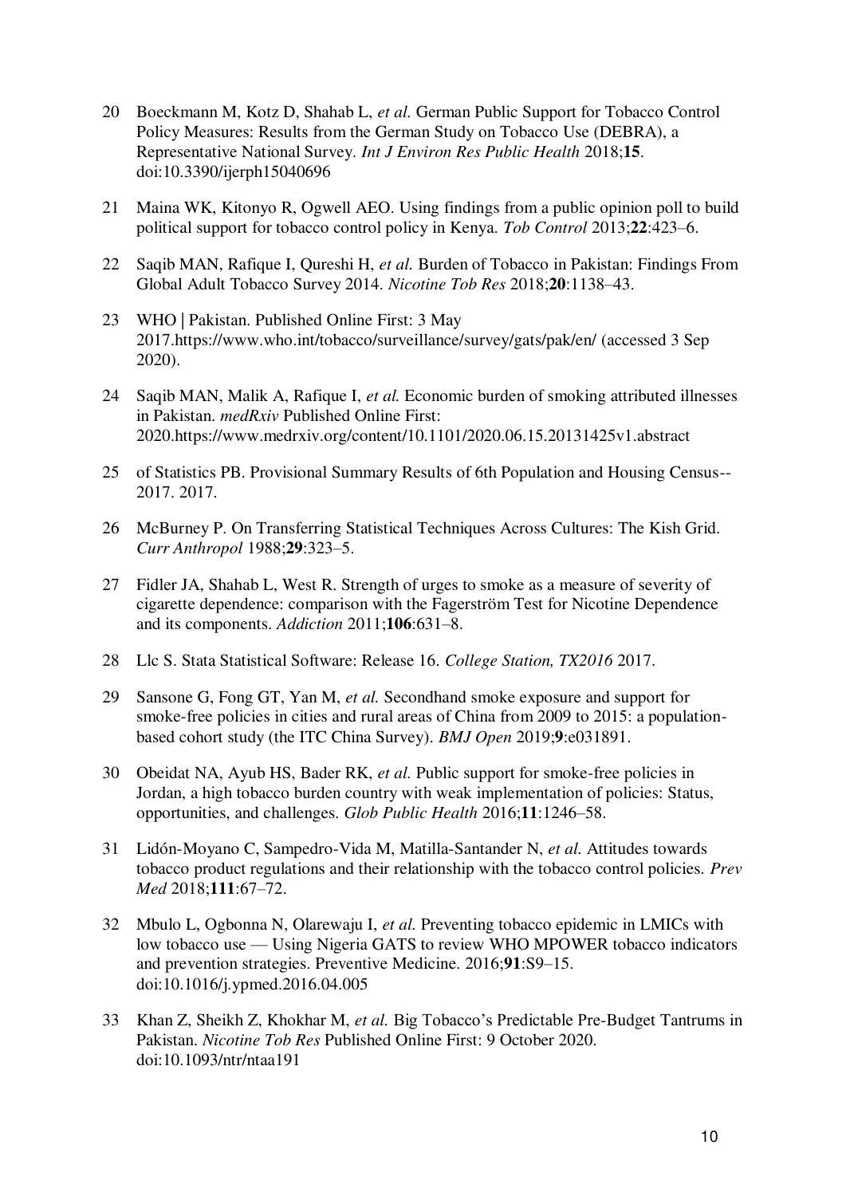20 Boeckmann M, Kotz D, Shahab L, *et al.* German Public Support for Tobacco Control Policy Measures: Results from the German Study on Tobacco Use (DEBRA), a Representative National Survey. *Int J Environ Res Public Health* 2018;**15**. doi:10.3390/ijerph15040696

21 Maina WK, Kitonyo R, Ogwell AEO. Using findings from a public opinion poll to build political support for tobacco control policy in Kenya. *Tob Control* 2013;**22**:423–6.

22 Saqib MAN, Rafique I, Qureshi H, *et al.* Burden of Tobacco in Pakistan: Findings From Global Adult Tobacco Survey 2014. *Nicotine Tob Res* 2018;**20**:1138–43.

23 WHO | Pakistan. Published Online First: 3 May 2017.https://www.who.int/tobacco/surveillance/survey/gats/pak/en/ (accessed 3 Sep 2020).

24 Saqib MAN, Malik A, Rafique I, *et al.* Economic burden of smoking attributed illnesses in Pakistan. *medRxiv* Published Online First: 2020.https://www.medrxiv.org/content/10.1101/2020.06.15.20131425v1.abstract

25 of Statistics PB. Provisional Summary Results of 6th Population and Housing Census--2017. 2017.

26 McBurney P. On Transferring Statistical Techniques Across Cultures: The Kish Grid. *Curr Anthropol* 1988;**29**:323–5.

27 Fidler JA, Shahab L, West R. Strength of urges to smoke as a measure of severity of cigarette dependence: comparison with the Fagerström Test for Nicotine Dependence and its components. *Addiction* 2011;**106**:631–8.

28 Llc S. Stata Statistical Software: Release 16. *College Station, TX2016* 2017.

29 Sansone G, Fong GT, Yan M, *et al.* Secondhand smoke exposure and support for smoke-free policies in cities and rural areas of China from 2009 to 2015: a population-based cohort study (the ITC China Survey). *BMJ Open* 2019;**9**:e031891.

30 Obeidat NA, Ayub HS, Bader RK, *et al.* Public support for smoke-free policies in Jordan, a high tobacco burden country with weak implementation of policies: Status, opportunities, and challenges. *Glob Public Health* 2016;**11**:1246–58.

31 Lidón-Moyano C, Sampedro-Vida M, Matilla-Santander N, *et al.* Attitudes towards tobacco product regulations and their relationship with the tobacco control policies. *Prev Med* 2018;**111**:67–72.

32 Mbulo L, Ogbonna N, Olarewaju I, *et al.* Preventing tobacco epidemic in LMICs with low tobacco use — Using Nigeria GATS to review WHO MPOWER tobacco indicators and prevention strategies. Preventive Medicine. 2016;**91**:S9–15. doi:10.1016/j.ypmed.2016.04.005

33 Khan Z, Sheikh Z, Khokhar M, *et al.* Big Tobacco's Predictable Pre-Budget Tantrums in Pakistan. *Nicotine Tob Res* Published Online First: 9 October 2020. doi:10.1093/ntr/ntaa191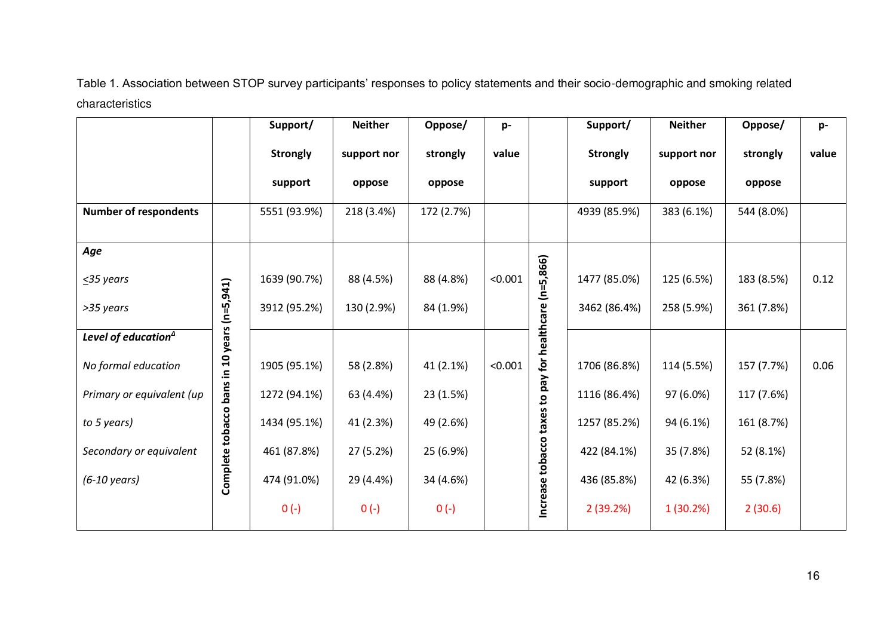Table 1. Association between STOP survey participants' responses to policy statements and their socio-demographic and smoking related characteristics

| | | Support/ Strongly support | Neither support nor oppose | Oppose/ strongly oppose | p-value | | Support/ Strongly support | Neither support nor oppose | Oppose/ strongly oppose | p-value |
|---|---|---|---|---|---|---|---|---|---|---|
| **Number of respondents** | | 5551 (93.9%) | 218 (3.4%) | 172 (2.7%) | | | 4939 (85.9%) | 383 (6.1%) | 544 (8.0%) | |
| ***Age*** | **Complete tobacco bans in 10 years (n=5,941)** | | | | | **Increase tobacco taxes to pay for healthcare (n=5,866)** | | | | |
| *≤35 years* | | 1639 (90.7%) | 88 (4.5%) | 88 (4.8%) | <0.001 | | 1477 (85.0%) | 125 (6.5%) | 183 (8.5%) | 0.12 |
| *>35 years* | | 3912 (95.2%) | 130 (2.9%) | 84 (1.9%) | | | 3462 (86.4%) | 258 (5.9%) | 361 (7.8%) | |
| ***Level of education***[Δ] | | | | | | | | | | |
| *No formal education* | | 1905 (95.1%) | 58 (2.8%) | 41 (2.1%) | <0.001 | | 1706 (86.8%) | 114 (5.5%) | 157 (7.7%) | 0.06 |
| *Primary or equivalent (up* | | 1272 (94.1%) | 63 (4.4%) | 23 (1.5%) | | | 1116 (86.4%) | 97 (6.0%) | 117 (7.6%) | |
| *to 5 years)* | | 1434 (95.1%) | 41 (2.3%) | 49 (2.6%) | | | 1257 (85.2%) | 94 (6.1%) | 161 (8.7%) | |
| *Secondary or equivalent* | | 461 (87.8%) | 27 (5.2%) | 25 (6.9%) | | | 422 (84.1%) | 35 (7.8%) | 52 (8.1%) | |
| *(6-10 years)* | | 474 (91.0%) | 29 (4.4%) | 34 (4.6%) | | | 436 (85.8%) | 42 (6.3%) | 55 (7.8%) | |
| | | 0 (-) | 0 (-) | 0 (-) | | | 2 (39.2%) | 1 (30.2%) | 2 (30.6) | |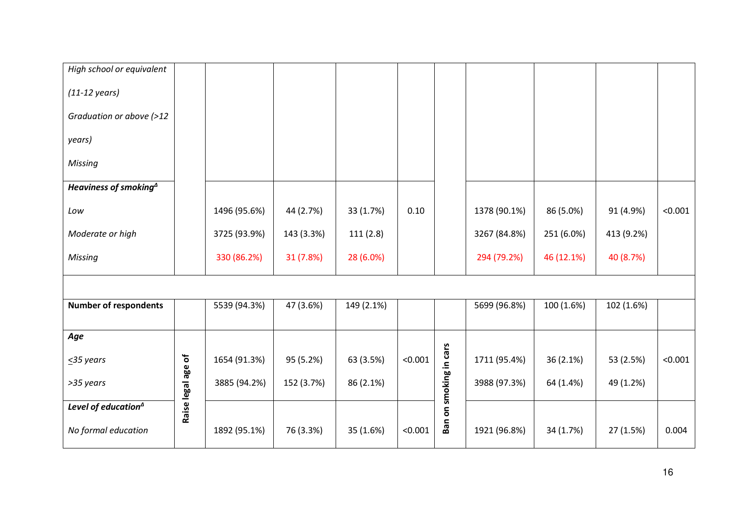| | | | | | | | | | | |
|---|---|---|---|---|---|---|---|---|---|---|
| *High school or equivalent (11-12 years)* | | | | | | | | | | |
| *Graduation or above (>12 years)* | | | | | | | | | | |
| *Missing* | | | | | | | | | | |
| ***Heaviness of smoking***[Δ] | | | | | | | | | | |
| *Low* | | 1496 (95.6%) | 44 (2.7%) | 33 (1.7%) | 0.10 | | 1378 (90.1%) | 86 (5.0%) | 91 (4.9%) | <0.001 |
| *Moderate or high* | | 3725 (93.9%) | 143 (3.3%) | 111 (2.8) | | | 3267 (84.8%) | 251 (6.0%) | 413 (9.2%) | |
| *Missing* | | 330 (86.2%) | 31 (7.8%) | 28 (6.0%) | | | 294 (79.2%) | 46 (12.1%) | 40 (8.7%) | |
| | | | | | | | | | | |
| **Number of respondents** | | 5539 (94.3%) | 47 (3.6%) | 149 (2.1%) | | | 5699 (96.8%) | 100 (1.6%) | 102 (1.6%) | |
| ***Age*** | **Raise legal age of** | | | | | **Ban on smoking in cars** | | | | |
| *≤35 years* | | 1654 (91.3%) | 95 (5.2%) | 63 (3.5%) | <0.001 | | 1711 (95.4%) | 36 (2.1%) | 53 (2.5%) | <0.001 |
| *>35 years* | | 3885 (94.2%) | 152 (3.7%) | 86 (2.1%) | | | 3988 (97.3%) | 64 (1.4%) | 49 (1.2%) | |
| ***Level of education***[Δ] | | | | | | | | | | |
| *No formal education* | | 1892 (95.1%) | 76 (3.3%) | 35 (1.6%) | <0.001 | | 1921 (96.8%) | 34 (1.7%) | 27 (1.5%) | 0.004 |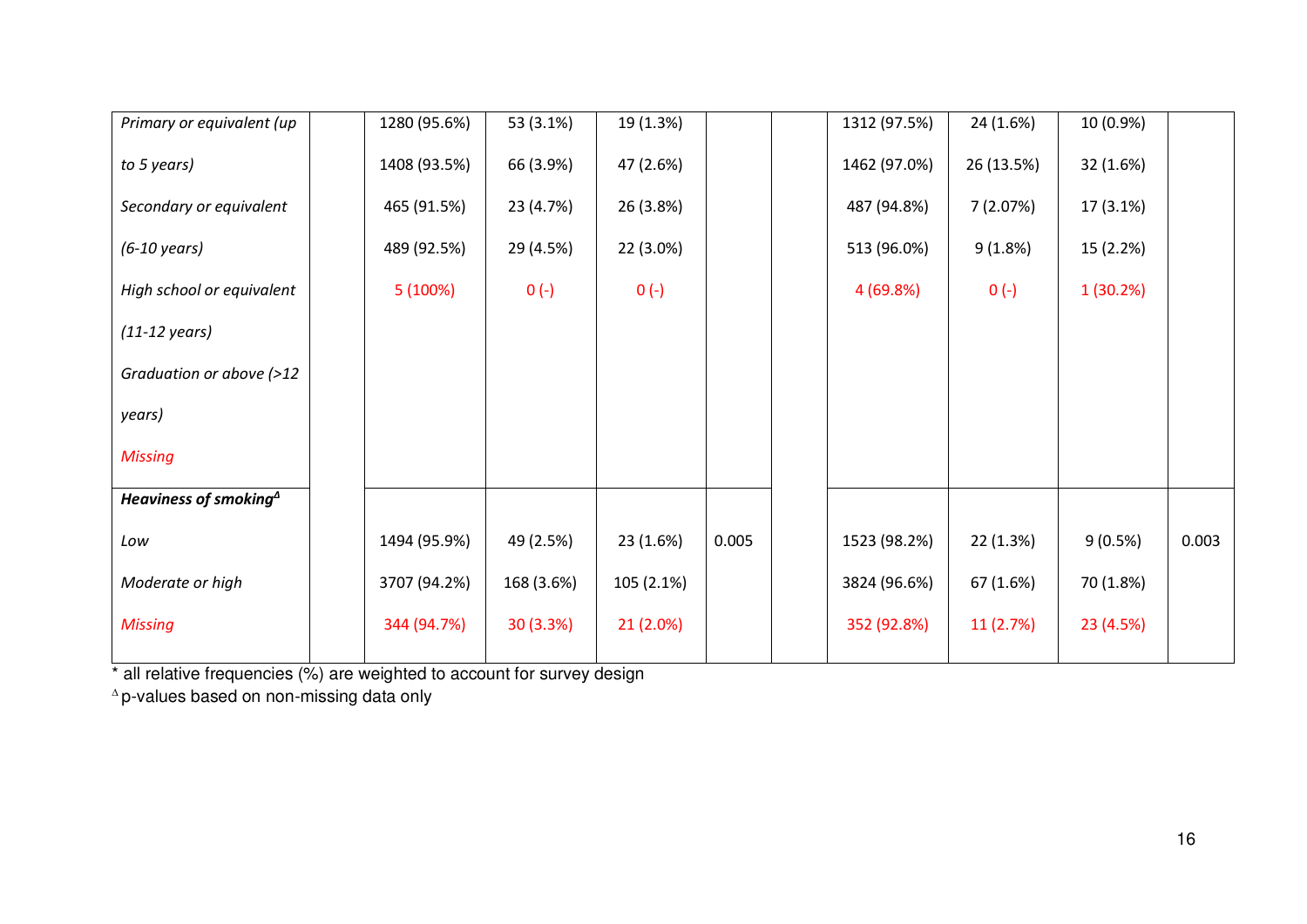| | | | | | | | | | | |
|---|---|---|---|---|---|---|---|---|---|---|
| *Primary or equivalent (up to 5 years)* | | 1280 (95.6%) | 53 (3.1%) | 19 (1.3%) | | | 1312 (97.5%) | 24 (1.6%) | 10 (0.9%) | |
| *Secondary or equivalent (6-10 years)* | | 1408 (93.5%) | 66 (3.9%) | 47 (2.6%) | | | 1462 (97.0%) | 26 (13.5%) | 32 (1.6%) | |
| *High school or equivalent (11-12 years)* | | 465 (91.5%) | 23 (4.7%) | 26 (3.8%) | | | 487 (94.8%) | 7 (2.07%) | 17 (3.1%) | |
| *Graduation or above (>12 years)* | | 489 (92.5%) | 29 (4.5%) | 22 (3.0%) | | | 513 (96.0%) | 9 (1.8%) | 15 (2.2%) | |
| *Missing* | | 5 (100%) | 0 (-) | 0 (-) | | | 4 (69.8%) | 0 (-) | 1 (30.2%) | |
| ***Heaviness of smoking***[Δ] | | | | | | | | | | |
| *Low* | | 1494 (95.9%) | 49 (2.5%) | 23 (1.6%) | 0.005 | | 1523 (98.2%) | 22 (1.3%) | 9 (0.5%) | 0.003 |
| *Moderate or high* | | 3707 (94.2%) | 168 (3.6%) | 105 (2.1%) | | | 3824 (96.6%) | 67 (1.6%) | 70 (1.8%) | |
| *Missing* | | 344 (94.7%) | 30 (3.3%) | 21 (2.0%) | | | 352 (92.8%) | 11 (2.7%) | 23 (4.5%) | |

* all relative frequencies (%) are weighted to account for survey design

[Δ] p-values based on non-missing data only